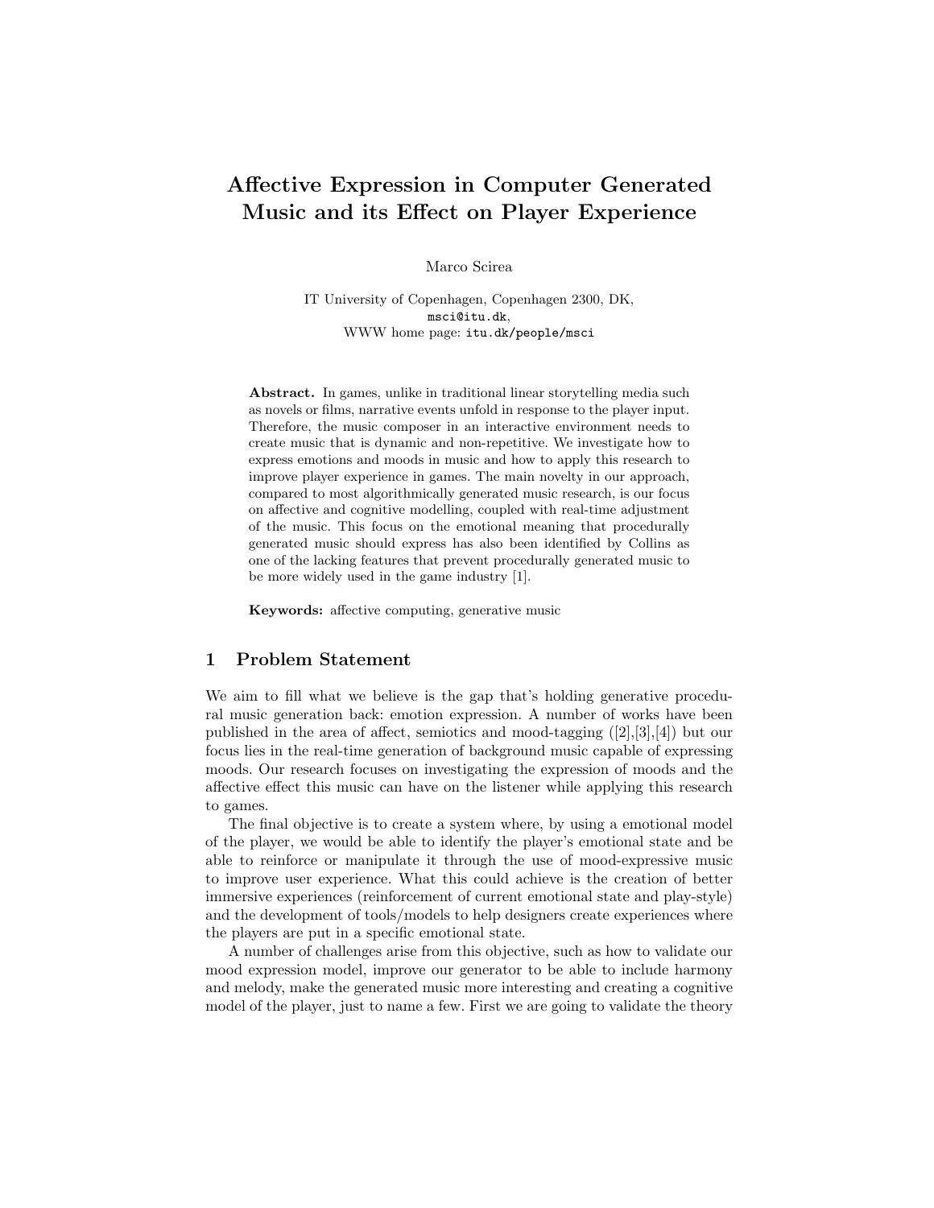# Affective Expression in Computer Generated Music and its Effect on Player Experience

Marco Scirea

IT University of Copenhagen, Copenhagen 2300, DK,
msci@itu.dk,
WWW home page: itu.dk/people/msci

**Abstract.** In games, unlike in traditional linear storytelling media such as novels or films, narrative events unfold in response to the player input. Therefore, the music composer in an interactive environment needs to create music that is dynamic and non-repetitive. We investigate how to express emotions and moods in music and how to apply this research to improve player experience in games. The main novelty in our approach, compared to most algorithmically generated music research, is our focus on affective and cognitive modelling, coupled with real-time adjustment of the music. This focus on the emotional meaning that procedurally generated music should express has also been identified by Collins as one of the lacking features that prevent procedurally generated music to be more widely used in the game industry [1].

**Keywords:** affective computing, generative music

## 1 Problem Statement

We aim to fill what we believe is the gap that's holding generative procedural music generation back: emotion expression. A number of works have been published in the area of affect, semiotics and mood-tagging ([2],[3],[4]) but our focus lies in the real-time generation of background music capable of expressing moods. Our research focuses on investigating the expression of moods and the affective effect this music can have on the listener while applying this research to games.

The final objective is to create a system where, by using a emotional model of the player, we would be able to identify the player's emotional state and be able to reinforce or manipulate it through the use of mood-expressive music to improve user experience. What this could achieve is the creation of better immersive experiences (reinforcement of current emotional state and play-style) and the development of tools/models to help designers create experiences where the players are put in a specific emotional state.

A number of challenges arise from this objective, such as how to validate our mood expression model, improve our generator to be able to include harmony and melody, make the generated music more interesting and creating a cognitive model of the player, just to name a few. First we are going to validate the theory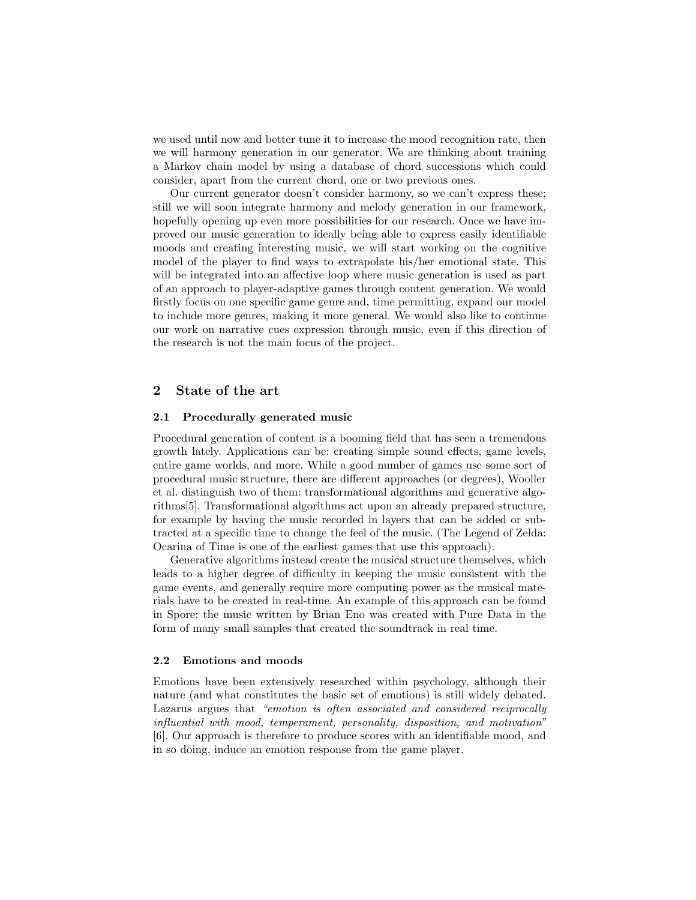we used until now and better tune it to increase the mood recognition rate, then we will harmony generation in our generator. We are thinking about training a Markov chain model by using a database of chord successions which could consider, apart from the current chord, one or two previous ones.

Our current generator doesn't consider harmony, so we can't express these; still we will soon integrate harmony and melody generation in our framework, hopefully opening up even more possibilities for our research. Once we have improved our music generation to ideally being able to express easily identifiable moods and creating interesting music, we will start working on the cognitive model of the player to find ways to extrapolate his/her emotional state. This will be integrated into an affective loop where music generation is used as part of an approach to player-adaptive games through content generation. We would firstly focus on one specific game genre and, time permitting, expand our model to include more genres, making it more general. We would also like to continue our work on narrative cues expression through music, even if this direction of the research is not the main focus of the project.

## 2 State of the art

### 2.1 Procedurally generated music

Procedural generation of content is a booming field that has seen a tremendous growth lately. Applications can be: creating simple sound effects, game levels, entire game worlds, and more. While a good number of games use some sort of procedural music structure, there are different approaches (or degrees), Wooller et al. distinguish two of them: transformational algorithms and generative algorithms[5]. Transformational algorithms act upon an already prepared structure, for example by having the music recorded in layers that can be added or subtracted at a specific time to change the feel of the music. (The Legend of Zelda: Ocarina of Time is one of the earliest games that use this approach).

Generative algorithms instead create the musical structure themselves, which leads to a higher degree of difficulty in keeping the music consistent with the game events, and generally require more computing power as the musical materials have to be created in real-time. An example of this approach can be found in Spore: the music written by Brian Eno was created with Pure Data in the form of many small samples that created the soundtrack in real time.

### 2.2 Emotions and moods

Emotions have been extensively researched within psychology, although their nature (and what constitutes the basic set of emotions) is still widely debated. Lazarus argues that *"emotion is often associated and considered reciprocally influential with mood, temperament, personality, disposition, and motivation"* [6]. Our approach is therefore to produce scores with an identifiable mood, and in so doing, induce an emotion response from the game player.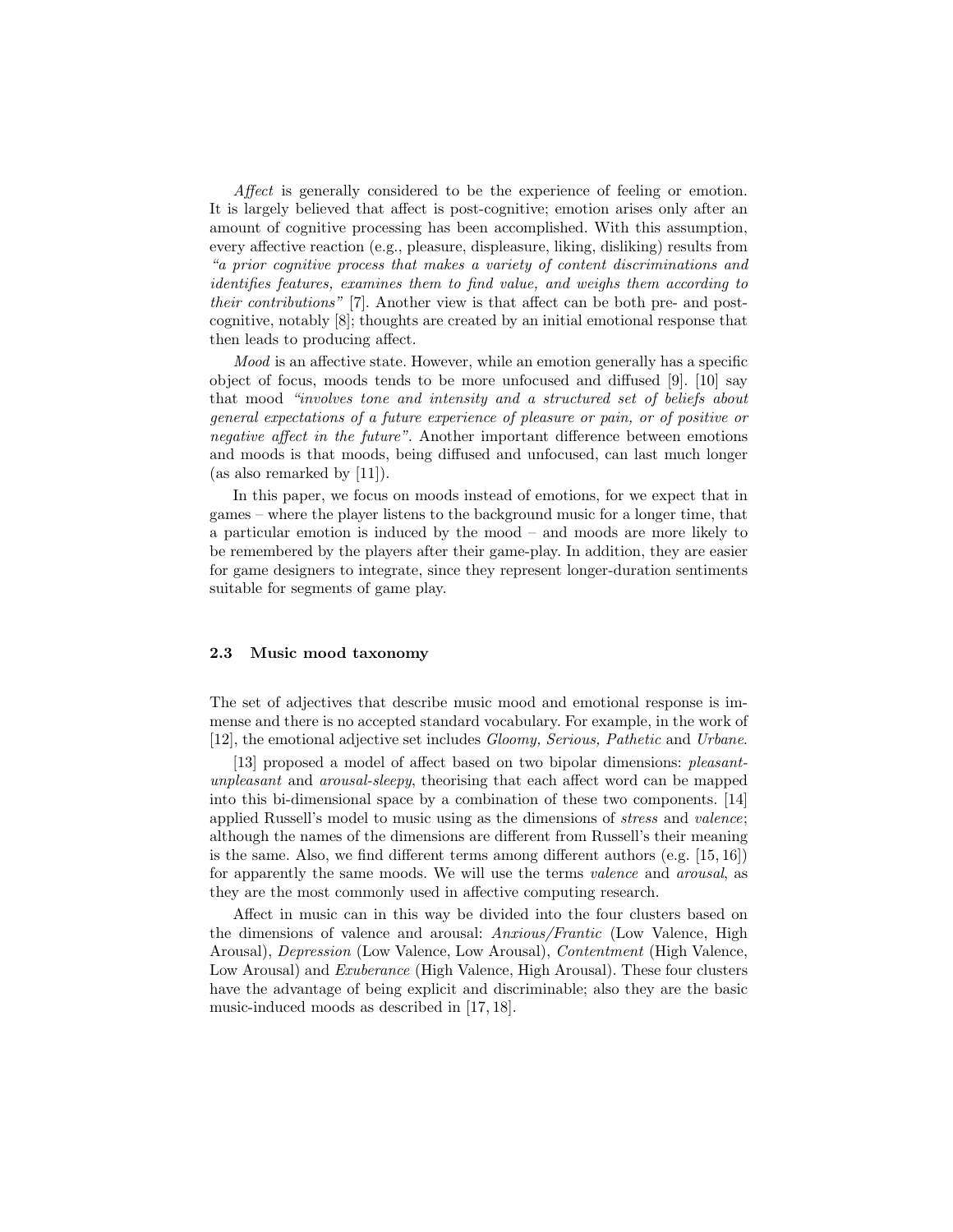*Affect* is generally considered to be the experience of feeling or emotion. It is largely believed that affect is post-cognitive; emotion arises only after an amount of cognitive processing has been accomplished. With this assumption, every affective reaction (e.g., pleasure, displeasure, liking, disliking) results from *"a prior cognitive process that makes a variety of content discriminations and identifies features, examines them to find value, and weighs them according to their contributions"* [7]. Another view is that affect can be both pre- and post-cognitive, notably [8]; thoughts are created by an initial emotional response that then leads to producing affect.

*Mood* is an affective state. However, while an emotion generally has a specific object of focus, moods tends to be more unfocused and diffused [9]. [10] say that mood *"involves tone and intensity and a structured set of beliefs about general expectations of a future experience of pleasure or pain, or of positive or negative affect in the future"*. Another important difference between emotions and moods is that moods, being diffused and unfocused, can last much longer (as also remarked by [11]).

In this paper, we focus on moods instead of emotions, for we expect that in games – where the player listens to the background music for a longer time, that a particular emotion is induced by the mood – and moods are more likely to be remembered by the players after their game-play. In addition, they are easier for game designers to integrate, since they represent longer-duration sentiments suitable for segments of game play.

### 2.3 Music mood taxonomy

The set of adjectives that describe music mood and emotional response is immense and there is no accepted standard vocabulary. For example, in the work of [12], the emotional adjective set includes *Gloomy, Serious, Pathetic* and *Urbane*.

[13] proposed a model of affect based on two bipolar dimensions: *pleasant-unpleasant* and *arousal-sleepy*, theorising that each affect word can be mapped into this bi-dimensional space by a combination of these two components. [14] applied Russell's model to music using as the dimensions of *stress* and *valence*; although the names of the dimensions are different from Russell's their meaning is the same. Also, we find different terms among different authors (e.g. [15, 16]) for apparently the same moods. We will use the terms *valence* and *arousal*, as they are the most commonly used in affective computing research.

Affect in music can in this way be divided into the four clusters based on the dimensions of valence and arousal: *Anxious/Frantic* (Low Valence, High Arousal), *Depression* (Low Valence, Low Arousal), *Contentment* (High Valence, Low Arousal) and *Exuberance* (High Valence, High Arousal). These four clusters have the advantage of being explicit and discriminable; also they are the basic music-induced moods as described in [17, 18].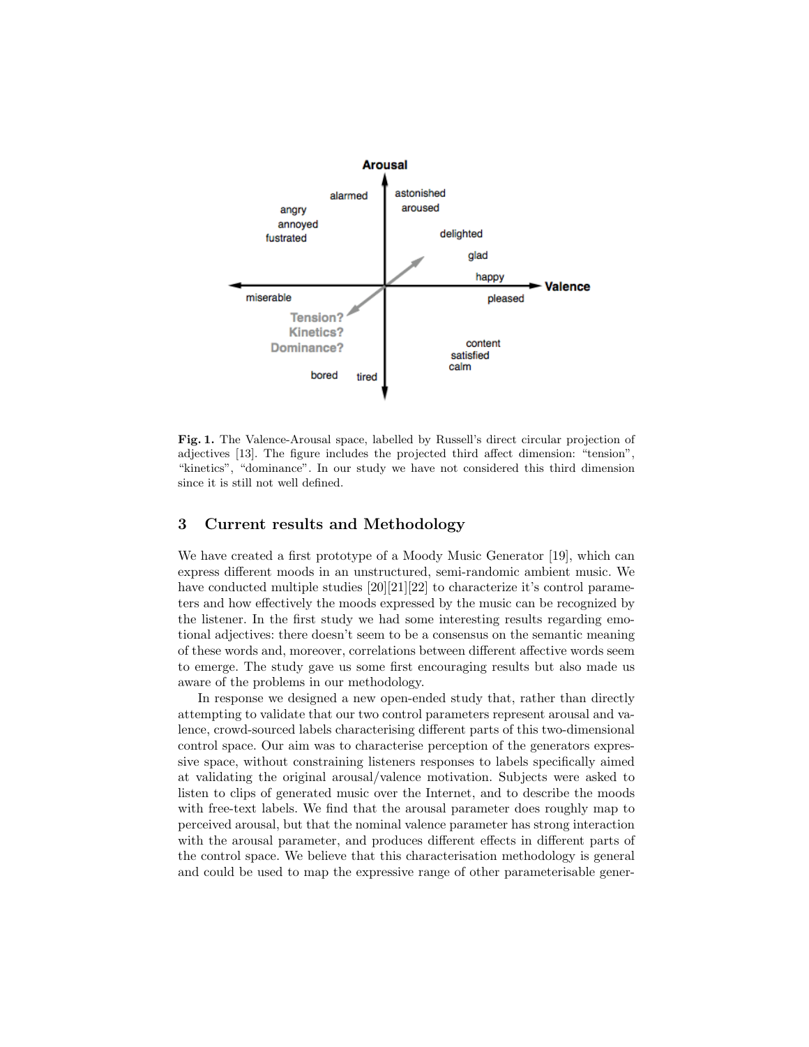**Fig. 1.** The Valence-Arousal space, labelled by Russell's direct circular projection of adjectives [13]. The figure includes the projected third affect dimension: "tension", "kinetics", "dominance". In our study we have not considered this third dimension since it is still not well defined.

## 3 Current results and Methodology

We have created a first prototype of a Moody Music Generator [19], which can express different moods in an unstructured, semi-randomic ambient music. We have conducted multiple studies [20][21][22] to characterize it's control parameters and how effectively the moods expressed by the music can be recognized by the listener. In the first study we had some interesting results regarding emotional adjectives: there doesn't seem to be a consensus on the semantic meaning of these words and, moreover, correlations between different affective words seem to emerge. The study gave us some first encouraging results but also made us aware of the problems in our methodology.

In response we designed a new open-ended study that, rather than directly attempting to validate that our two control parameters represent arousal and valence, crowd-sourced labels characterising different parts of this two-dimensional control space. Our aim was to characterise perception of the generators expressive space, without constraining listeners responses to labels specifically aimed at validating the original arousal/valence motivation. Subjects were asked to listen to clips of generated music over the Internet, and to describe the moods with free-text labels. We find that the arousal parameter does roughly map to perceived arousal, but that the nominal valence parameter has strong interaction with the arousal parameter, and produces different effects in different parts of the control space. We believe that this characterisation methodology is general and could be used to map the expressive range of other parameterisable gener-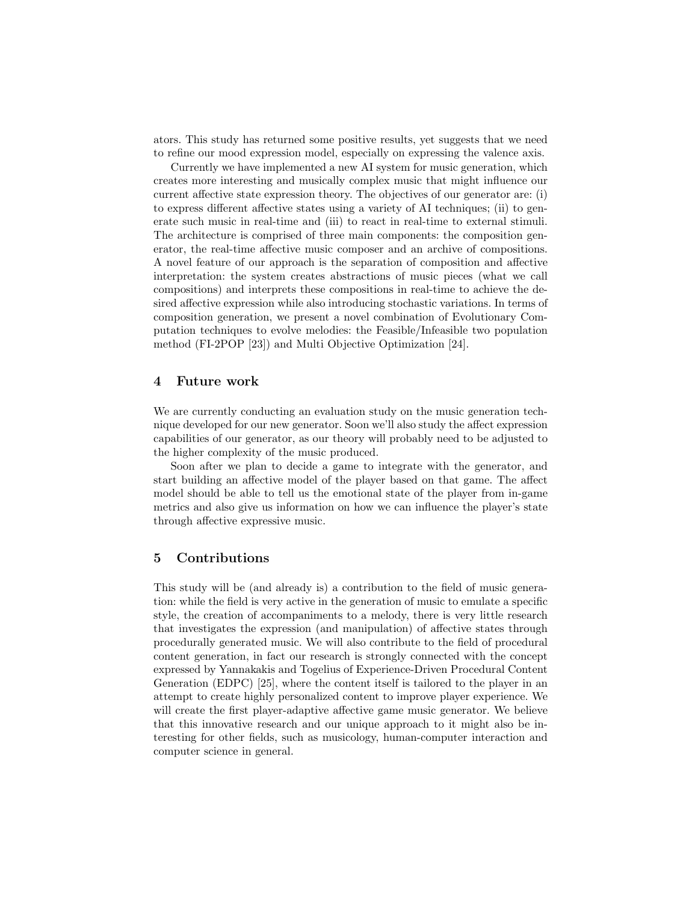ators. This study has returned some positive results, yet suggests that we need to refine our mood expression model, especially on expressing the valence axis.

Currently we have implemented a new AI system for music generation, which creates more interesting and musically complex music that might influence our current affective state expression theory. The objectives of our generator are: (i) to express different affective states using a variety of AI techniques; (ii) to generate such music in real-time and (iii) to react in real-time to external stimuli. The architecture is comprised of three main components: the composition generator, the real-time affective music composer and an archive of compositions. A novel feature of our approach is the separation of composition and affective interpretation: the system creates abstractions of music pieces (what we call compositions) and interprets these compositions in real-time to achieve the desired affective expression while also introducing stochastic variations. In terms of composition generation, we present a novel combination of Evolutionary Computation techniques to evolve melodies: the Feasible/Infeasible two population method (FI-2POP [23]) and Multi Objective Optimization [24].

## 4 Future work

We are currently conducting an evaluation study on the music generation technique developed for our new generator. Soon we'll also study the affect expression capabilities of our generator, as our theory will probably need to be adjusted to the higher complexity of the music produced.

Soon after we plan to decide a game to integrate with the generator, and start building an affective model of the player based on that game. The affect model should be able to tell us the emotional state of the player from in-game metrics and also give us information on how we can influence the player's state through affective expressive music.

## 5 Contributions

This study will be (and already is) a contribution to the field of music generation: while the field is very active in the generation of music to emulate a specific style, the creation of accompaniments to a melody, there is very little research that investigates the expression (and manipulation) of affective states through procedurally generated music. We will also contribute to the field of procedural content generation, in fact our research is strongly connected with the concept expressed by Yannakakis and Togelius of Experience-Driven Procedural Content Generation (EDPC) [25], where the content itself is tailored to the player in an attempt to create highly personalized content to improve player experience. We will create the first player-adaptive affective game music generator. We believe that this innovative research and our unique approach to it might also be interesting for other fields, such as musicology, human-computer interaction and computer science in general.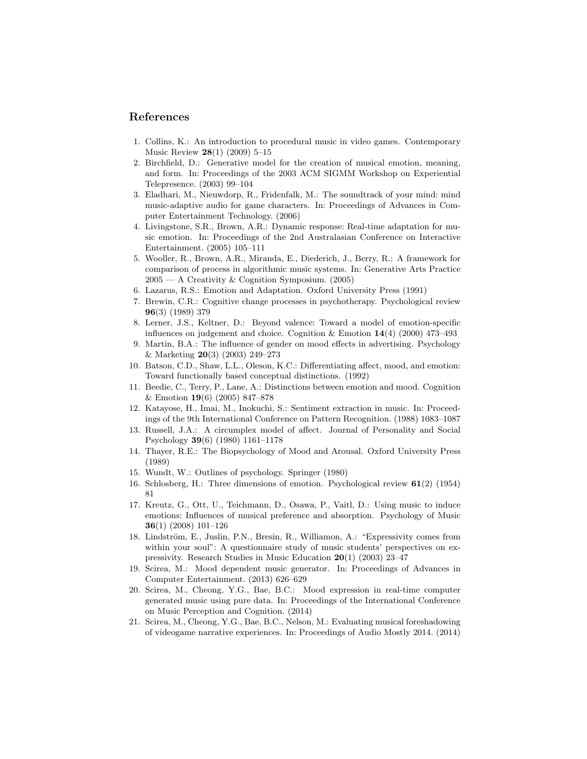## References

1. Collins, K.: An introduction to procedural music in video games. Contemporary Music Review **28**(1) (2009) 5–15
2. Birchfield, D.: Generative model for the creation of musical emotion, meaning, and form. In: Proceedings of the 2003 ACM SIGMM Workshop on Experiential Telepresence. (2003) 99–104
3. Eladhari, M., Nieuwdorp, R., Fridenfalk, M.: The soundtrack of your mind: mind music-adaptive audio for game characters. In: Proceedings of Advances in Computer Entertainment Technology. (2006)
4. Livingstone, S.R., Brown, A.R.: Dynamic response: Real-time adaptation for music emotion. In: Proceedings of the 2nd Australasian Conference on Interactive Entertainment. (2005) 105–111
5. Wooller, R., Brown, A.R., Miranda, E., Diederich, J., Berry, R.: A framework for comparison of process in algorithmic music systems. In: Generative Arts Practice 2005 — A Creativity & Cognition Symposium. (2005)
6. Lazarus, R.S.: Emotion and Adaptation. Oxford University Press (1991)
7. Brewin, C.R.: Cognitive change processes in psychotherapy. Psychological review **96**(3) (1989) 379
8. Lerner, J.S., Keltner, D.: Beyond valence: Toward a model of emotion-specific influences on judgement and choice. Cognition & Emotion **14**(4) (2000) 473–493
9. Martin, B.A.: The influence of gender on mood effects in advertising. Psychology & Marketing **20**(3) (2003) 249–273
10. Batson, C.D., Shaw, L.L., Oleson, K.C.: Differentiating affect, mood, and emotion: Toward functionally based conceptual distinctions. (1992)
11. Beedie, C., Terry, P., Lane, A.: Distinctions between emotion and mood. Cognition & Emotion **19**(6) (2005) 847–878
12. Katayose, H., Imai, M., Inokuchi, S.: Sentiment extraction in music. In: Proceedings of the 9th International Conference on Pattern Recognition. (1988) 1083–1087
13. Russell, J.A.: A circumplex model of affect. Journal of Personality and Social Psychology **39**(6) (1980) 1161–1178
14. Thayer, R.E.: The Biopsychology of Mood and Arousal. Oxford University Press (1989)
15. Wundt, W.: Outlines of psychology. Springer (1980)
16. Schlosberg, H.: Three dimensions of emotion. Psychological review **61**(2) (1954) 81
17. Kreutz, G., Ott, U., Teichmann, D., Osawa, P., Vaitl, D.: Using music to induce emotions: Influences of musical preference and absorption. Psychology of Music **36**(1) (2008) 101–126
18. Lindström, E., Juslin, P.N., Bresin, R., Williamon, A.: "Expressivity comes from within your soul": A questionnaire study of music students' perspectives on expressivity. Research Studies in Music Education **20**(1) (2003) 23–47
19. Scirea, M.: Mood dependent music generator. In: Proceedings of Advances in Computer Entertainment. (2013) 626–629
20. Scirea, M., Cheong, Y.G., Bae, B.C.: Mood expression in real-time computer generated music using pure data. In: Proceedings of the International Conference on Music Perception and Cognition. (2014)
21. Scirea, M., Cheong, Y.G., Bae, B.C., Nelson, M.: Evaluating musical foreshadowing of videogame narrative experiences. In: Proceedings of Audio Mostly 2014. (2014)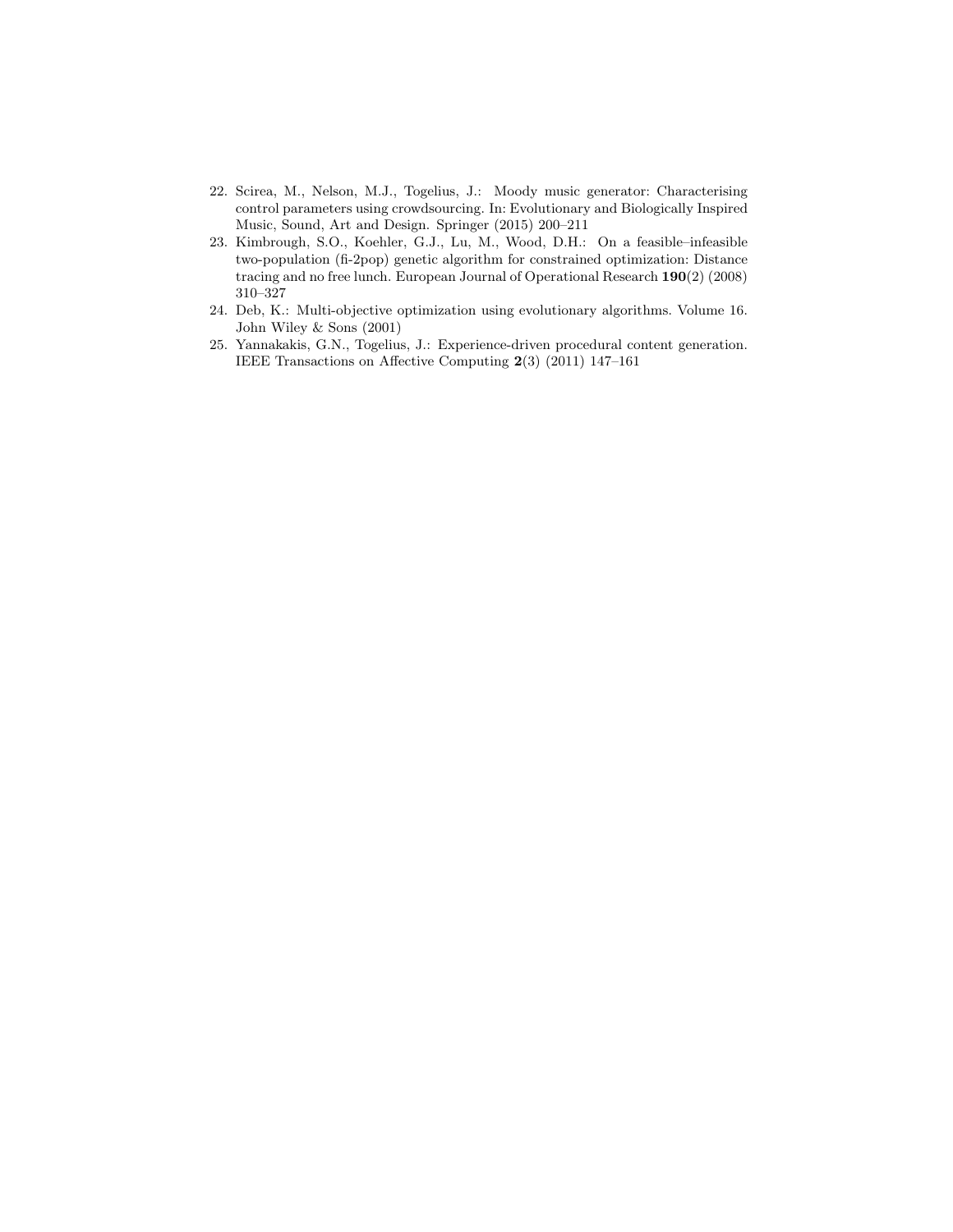22. Scirea, M., Nelson, M.J., Togelius, J.: Moody music generator: Characterising control parameters using crowdsourcing. In: Evolutionary and Biologically Inspired Music, Sound, Art and Design. Springer (2015) 200–211
23. Kimbrough, S.O., Koehler, G.J., Lu, M., Wood, D.H.: On a feasible–infeasible two-population (fi-2pop) genetic algorithm for constrained optimization: Distance tracing and no free lunch. European Journal of Operational Research **190**(2) (2008) 310–327
24. Deb, K.: Multi-objective optimization using evolutionary algorithms. Volume 16. John Wiley & Sons (2001)
25. Yannakakis, G.N., Togelius, J.: Experience-driven procedural content generation. IEEE Transactions on Affective Computing **2**(3) (2011) 147–161